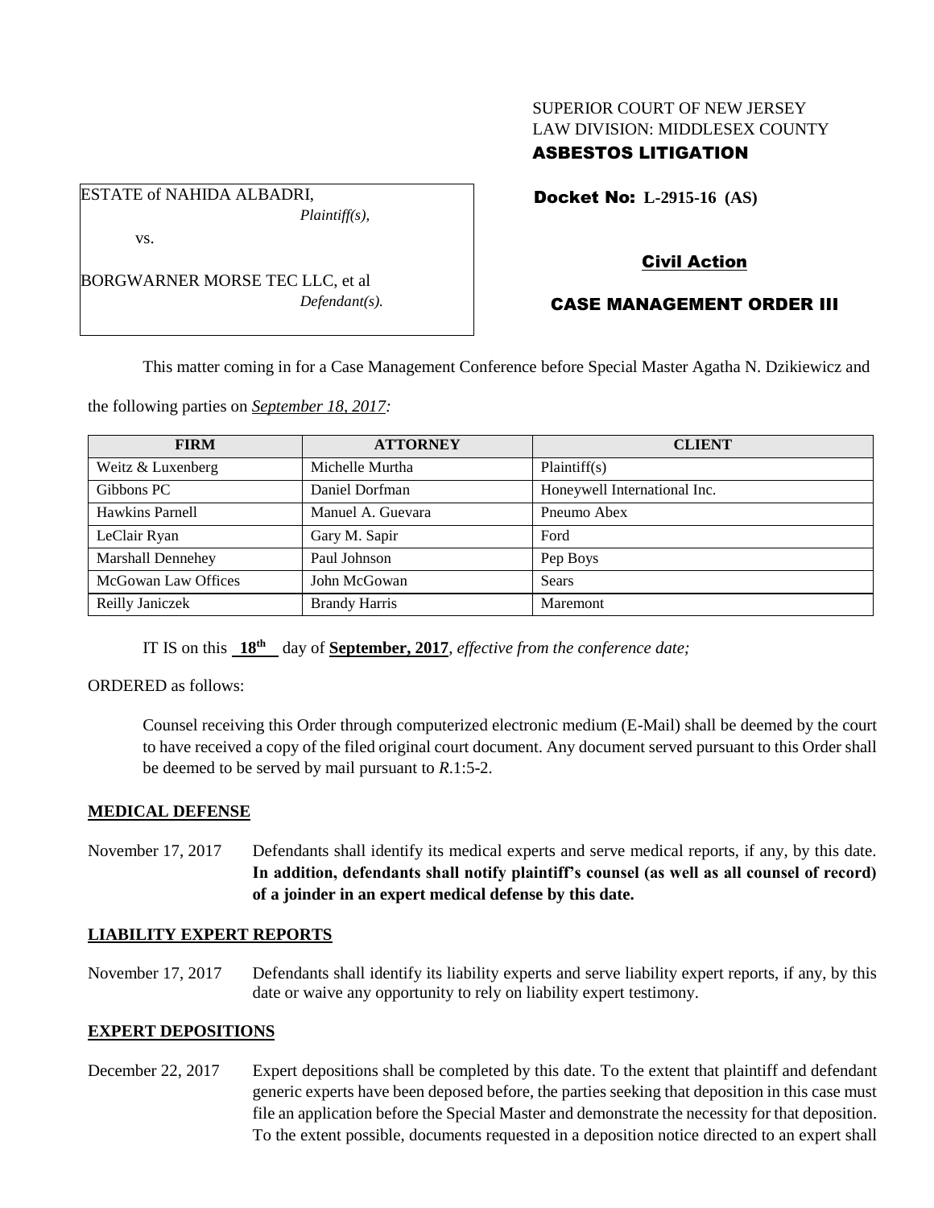SUPERIOR COURT OF NEW JERSEY
LAW DIVISION: MIDDLESEX COUNTY

**ASBESTOS LITIGATION**

ESTATE of NAHIDA ALBADRI,
*Plaintiff(s),*

vs.

BORGWARNER MORSE TEC LLC, et al
*Defendant(s).*

**Docket No: L-2915-16 (AS)**

**Civil Action**

**CASE MANAGEMENT ORDER III**

This matter coming in for a Case Management Conference before Special Master Agatha N. Dzikiewicz and the following parties on *September 18, 2017:*

| FIRM | ATTORNEY | CLIENT |
|---|---|---|
| Weitz & Luxenberg | Michelle Murtha | Plaintiff(s) |
| Gibbons PC | Daniel Dorfman | Honeywell International Inc. |
| Hawkins Parnell | Manuel A. Guevara | Pneumo Abex |
| LeClair Ryan | Gary M. Sapir | Ford |
| Marshall Dennehey | Paul Johnson | Pep Boys |
| McGowan Law Offices | John McGowan | Sears |
| Reilly Janiczek | Brandy Harris | Maremont |

IT IS on this **18th** day of **September, 2017**, *effective from the conference date;*

ORDERED as follows:

Counsel receiving this Order through computerized electronic medium (E-Mail) shall be deemed by the court to have received a copy of the filed original court document. Any document served pursuant to this Order shall be deemed to be served by mail pursuant to *R*.1:5-2.

**MEDICAL DEFENSE**

November 17, 2017 Defendants shall identify its medical experts and serve medical reports, if any, by this date. **In addition, defendants shall notify plaintiff's counsel (as well as all counsel of record) of a joinder in an expert medical defense by this date.**

**LIABILITY EXPERT REPORTS**

November 17, 2017 Defendants shall identify its liability experts and serve liability expert reports, if any, by this date or waive any opportunity to rely on liability expert testimony.

**EXPERT DEPOSITIONS**

December 22, 2017 Expert depositions shall be completed by this date. To the extent that plaintiff and defendant generic experts have been deposed before, the parties seeking that deposition in this case must file an application before the Special Master and demonstrate the necessity for that deposition. To the extent possible, documents requested in a deposition notice directed to an expert shall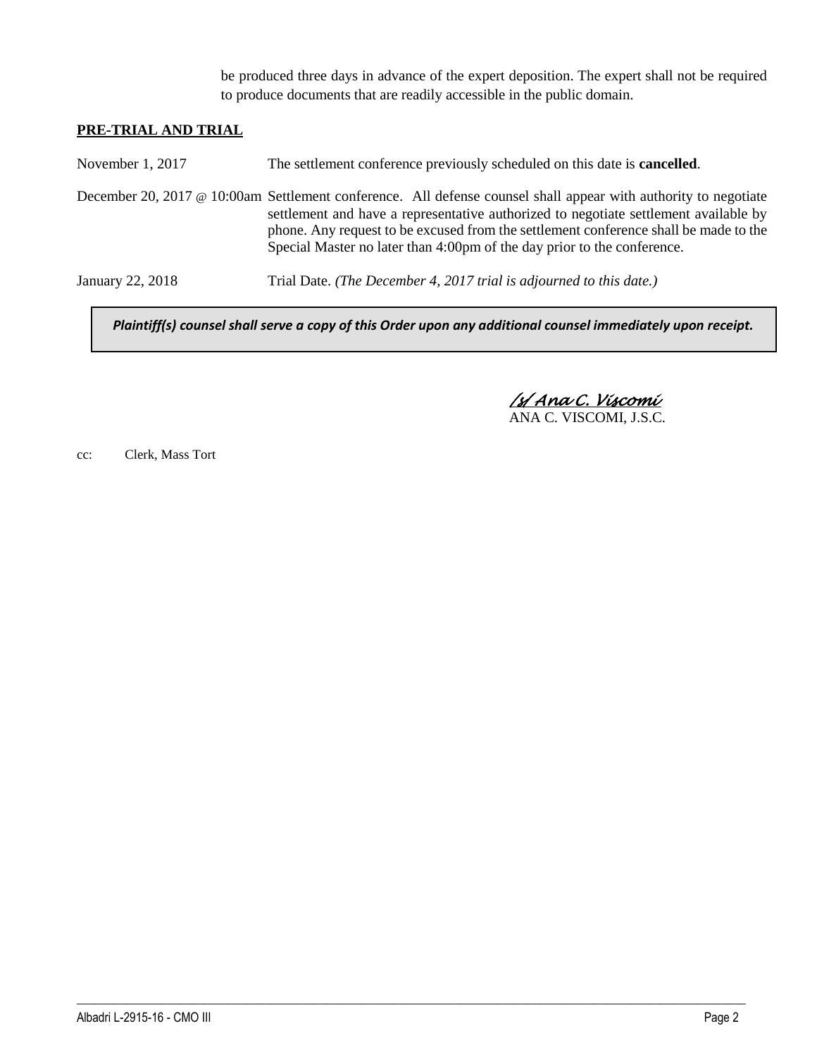be produced three days in advance of the expert deposition. The expert shall not be required to produce documents that are readily accessible in the public domain.

**PRE-TRIAL AND TRIAL**

| | |
|---|---|
| November 1, 2017 | The settlement conference previously scheduled on this date is **cancelled**. |
| December 20, 2017 @ 10:00am | Settlement conference. All defense counsel shall appear with authority to negotiate settlement and have a representative authorized to negotiate settlement available by phone. Any request to be excused from the settlement conference shall be made to the Special Master no later than 4:00pm of the day prior to the conference. |
| January 22, 2018 | Trial Date. *(The December 4, 2017 trial is adjourned to this date.)* |

***Plaintiff(s) counsel shall serve a copy of this Order upon any additional counsel immediately upon receipt.***

*/s/ Ana C. Viscomi*
ANA C. VISCOMI, J.S.C.

cc: Clerk, Mass Tort